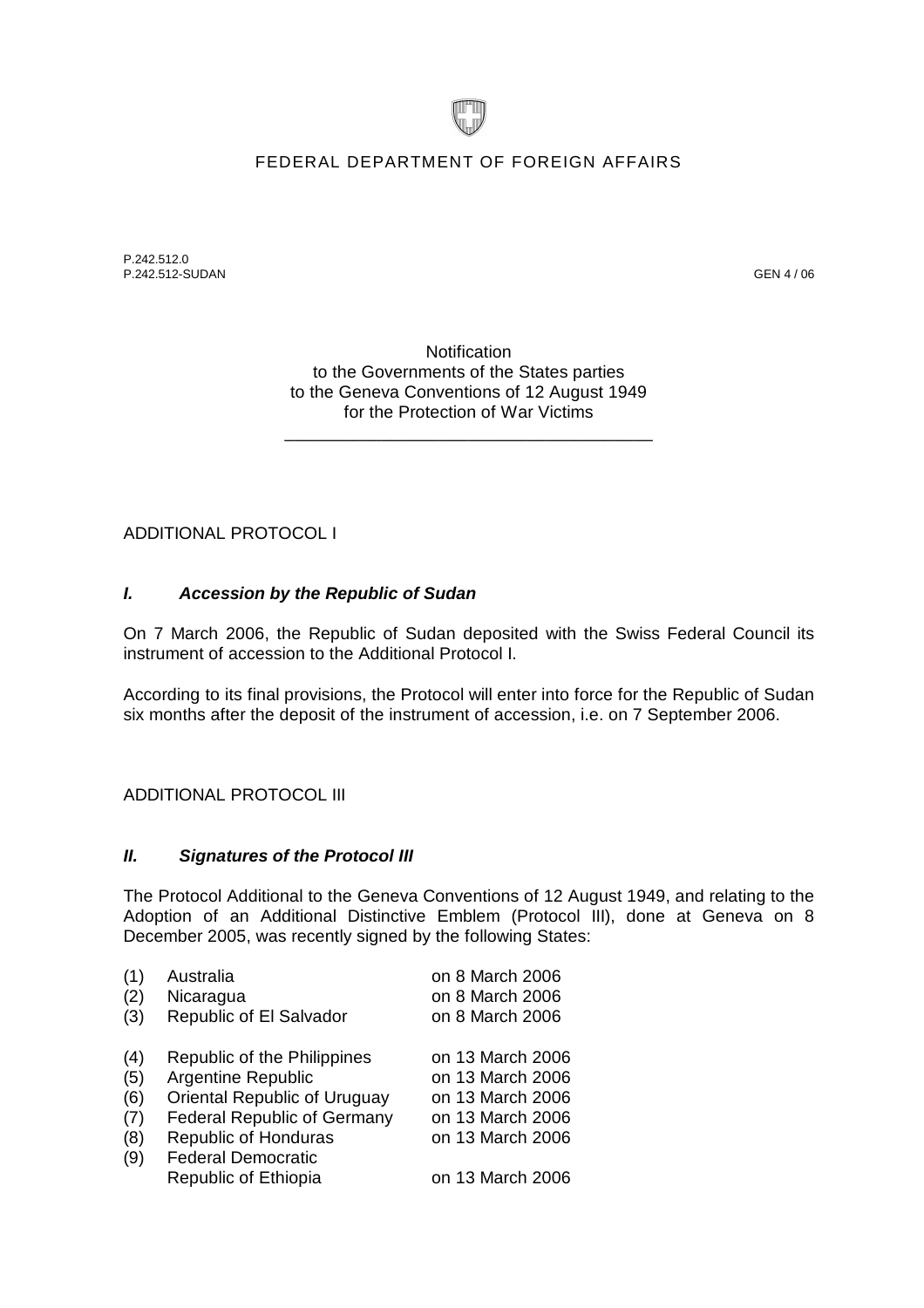FEDERAL DEPARTMENT OF FOREIGN AFFAIRS

P.242.512.0
P.242.512-SUDAN

GEN 4 / 06

Notification
to the Governments of the States parties
to the Geneva Conventions of 12 August 1949
for the Protection of War Victims

---

ADDITIONAL PROTOCOL I

### *I. Accession by the Republic of Sudan*

On 7 March 2006, the Republic of Sudan deposited with the Swiss Federal Council its instrument of accession to the Additional Protocol I.

According to its final provisions, the Protocol will enter into force for the Republic of Sudan six months after the deposit of the instrument of accession, i.e. on 7 September 2006.

ADDITIONAL PROTOCOL III

### *II. Signatures of the Protocol III*

The Protocol Additional to the Geneva Conventions of 12 August 1949, and relating to the Adoption of an Additional Distinctive Emblem (Protocol III), done at Geneva on 8 December 2005, was recently signed by the following States:

| | | |
|---|---|---|
| (1) | Australia | on 8 March 2006 |
| (2) | Nicaragua | on 8 March 2006 |
| (3) | Republic of El Salvador | on 8 March 2006 |
| (4) | Republic of the Philippines | on 13 March 2006 |
| (5) | Argentine Republic | on 13 March 2006 |
| (6) | Oriental Republic of Uruguay | on 13 March 2006 |
| (7) | Federal Republic of Germany | on 13 March 2006 |
| (8) | Republic of Honduras | on 13 March 2006 |
| (9) | Federal Democratic Republic of Ethiopia | on 13 March 2006 |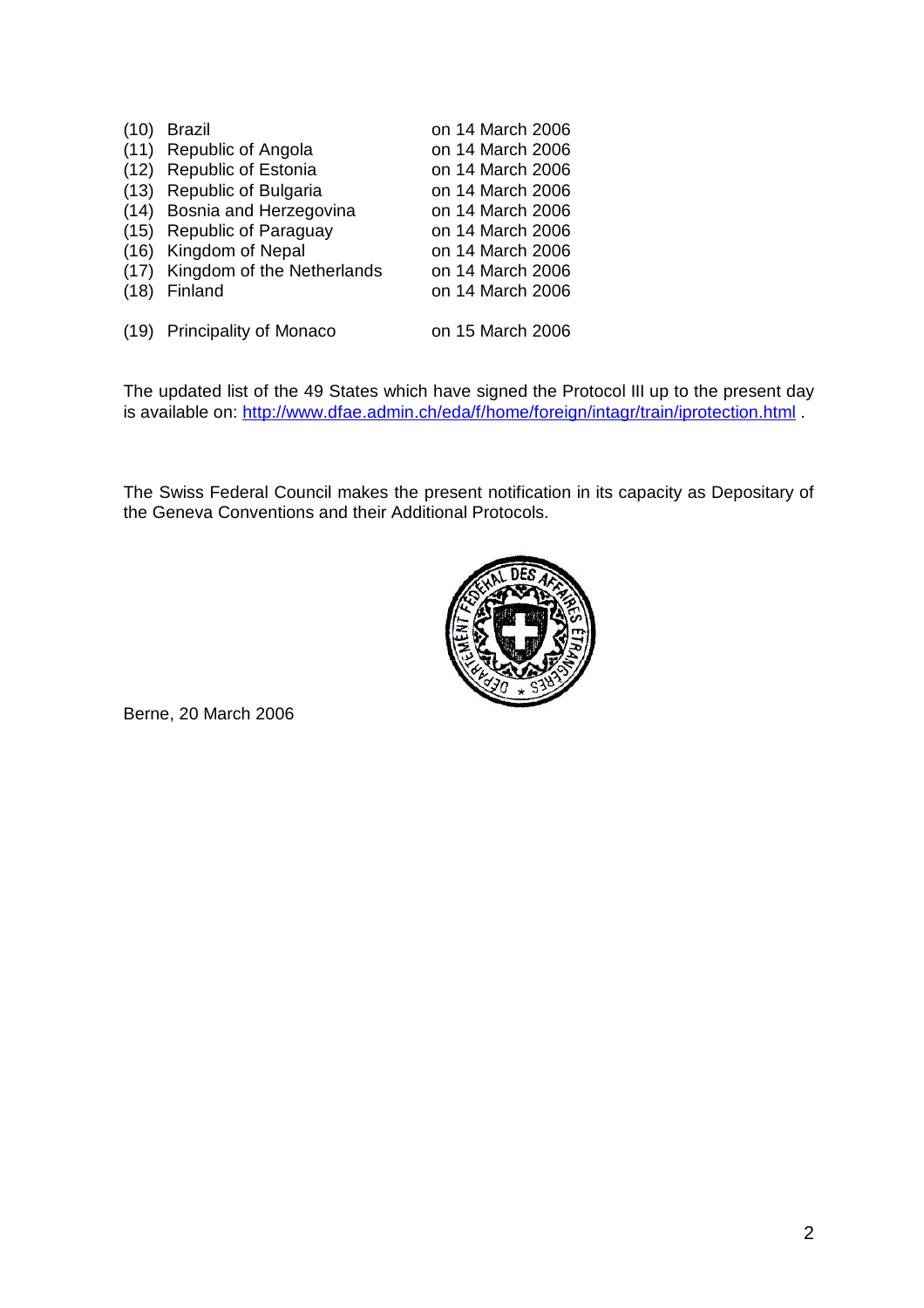| | | |
|---|---|---|
| (10) | Brazil | on 14 March 2006 |
| (11) | Republic of Angola | on 14 March 2006 |
| (12) | Republic of Estonia | on 14 March 2006 |
| (13) | Republic of Bulgaria | on 14 March 2006 |
| (14) | Bosnia and Herzegovina | on 14 March 2006 |
| (15) | Republic of Paraguay | on 14 March 2006 |
| (16) | Kingdom of Nepal | on 14 March 2006 |
| (17) | Kingdom of the Netherlands | on 14 March 2006 |
| (18) | Finland | on 14 March 2006 |
| (19) | Principality of Monaco | on 15 March 2006 |

The updated list of the 49 States which have signed the Protocol III up to the present day is available on: http://www.dfae.admin.ch/eda/f/home/foreign/intagr/train/iprotection.html .

The Swiss Federal Council makes the present notification in its capacity as Depositary of the Geneva Conventions and their Additional Protocols.

DEPARTEMENT FEDERAL DES AFFAIRES ETRANGERES

Berne, 20 March 2006